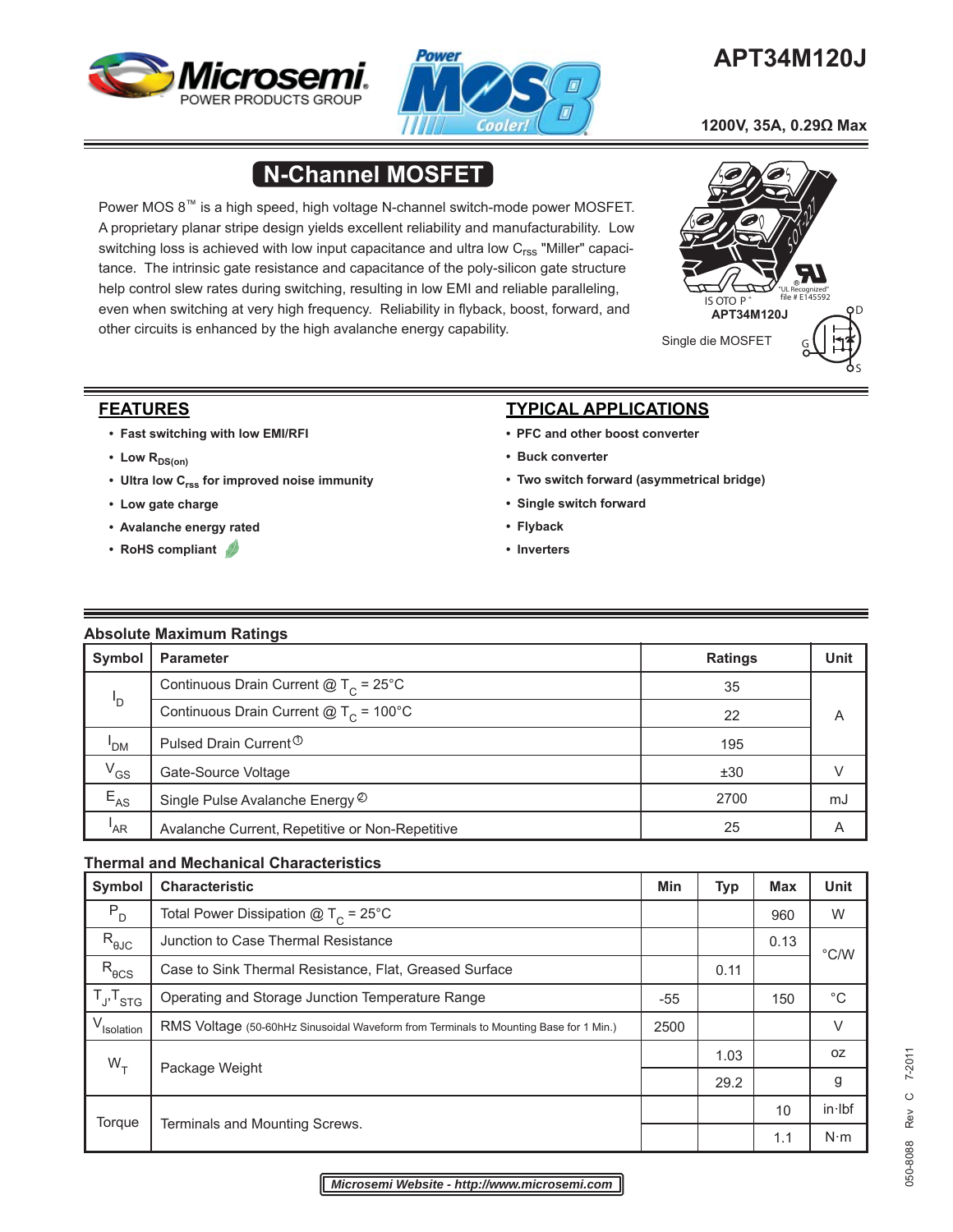# APT34M120J

**1200V, 35A, 0.29Ω Max**

## N-Channel MOSFET

Power MOS 8™ is a high speed, high voltage N-channel switch-mode power MOSFET. A proprietary planar stripe design yields excellent reliability and manufacturability. Low switching loss is achieved with low input capacitance and ultra low $C_{rss}$ "Miller" capacitance. The intrinsic gate resistance and capacitance of the poly-silicon gate structure help control slew rates during switching, resulting in low EMI and reliable paralleling, even when switching at very high frequency. Reliability in flyback, boost, forward, and other circuits is enhanced by the high avalanche energy capability.

ISOTOP® "UL Recognized" file # E145592

APT34M120J

Single die MOSFET

## FEATURES

- **Fast switching with low EMI/RFI**
- **Low $R_{DS(on)}$**
- **Ultra low $C_{rss}$ for improved noise immunity**
- **Low gate charge**
- **Avalanche energy rated**
- **RoHS compliant**

## TYPICAL APPLICATIONS

- **PFC and other boost converter**
- **Buck converter**
- **Two switch forward (asymmetrical bridge)**
- **Single switch forward**
- **Flyback**
- **Inverters**

### Absolute Maximum Ratings

| Symbol | Parameter | Ratings | Unit |
|---|---|---|---|
| $I_D$ | Continuous Drain Current @ $T_C$ = 25°C | 35 | A |
| | Continuous Drain Current @ $T_C$ = 100°C | 22 | |
| $I_{DM}$ | Pulsed Drain Current ① | 195 | |
| $V_{GS}$ | Gate-Source Voltage | ±30 | V |
| $E_{AS}$ | Single Pulse Avalanche Energy ② | 2700 | mJ |
| $I_{AR}$ | Avalanche Current, Repetitive or Non-Repetitive | 25 | A |

### Thermal and Mechanical Characteristics

| Symbol | Characteristic | Min | Typ | Max | Unit |
|---|---|---|---|---|---|
| $P_D$ | Total Power Dissipation @ $T_C$ = 25°C | | | 960 | W |
| $R_{\theta JC}$ | Junction to Case Thermal Resistance | | | 0.13 | °C/W |
| $R_{\theta CS}$ | Case to Sink Thermal Resistance, Flat, Greased Surface | | 0.11 | | |
| $T_J, T_{STG}$ | Operating and Storage Junction Temperature Range | -55 | | 150 | °C |
| $V_{Isolation}$ | RMS Voltage (50-60hHz Sinusoidal Waveform from Terminals to Mounting Base for 1 Min.) | 2500 | | | V |
| $W_T$ | Package Weight | | 1.03 | | oz |
| | | | 29.2 | | g |
| Torque | Terminals and Mounting Screws. | | | 10 | in·lbf |
| | | | | 1.1 | N·m |

*Microsemi Website - http://www.microsemi.com*

050-8088 Rev C 7-2011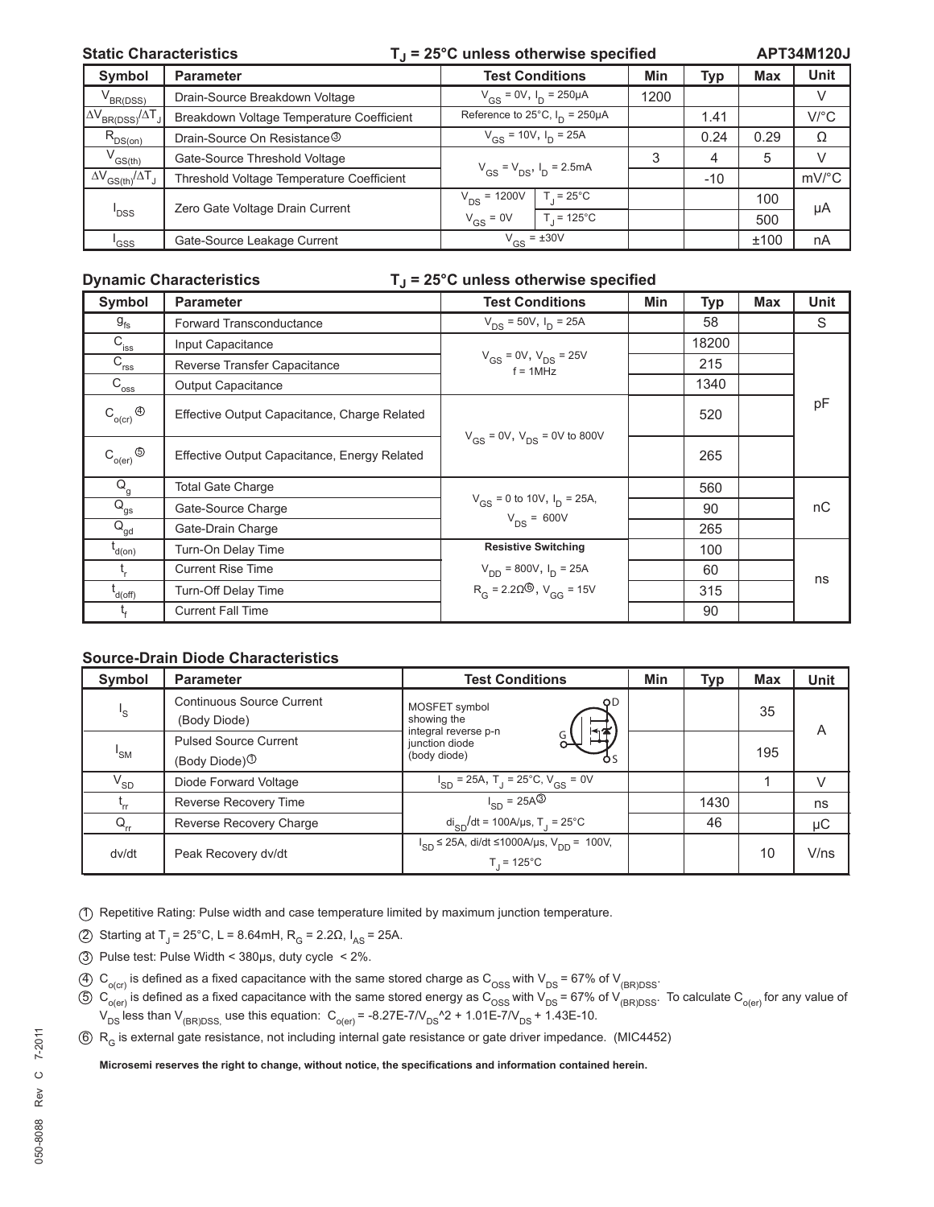## Static Characteristics — $T_J$ = 25°C unless otherwise specified — APT34M120J

| Symbol | Parameter | Test Conditions | | Min | Typ | Max | Unit |
|---|---|---|---|---|---|---|---|
| $V_{BR(DSS)}$ | Drain-Source Breakdown Voltage | $V_{GS}$ = 0V, $I_D$ = 250µA | | 1200 | | | V |
| $\Delta V_{BR(DSS)}/\Delta T_J$ | Breakdown Voltage Temperature Coefficient | Reference to 25°C, $I_D$ = 250µA | | | 1.41 | | V/°C |
| $R_{DS(on)}$ | Drain-Source On Resistance[3] | $V_{GS}$ = 10V, $I_D$ = 25A | | | 0.24 | 0.29 | Ω |
| $V_{GS(th)}$ | Gate-Source Threshold Voltage | $V_{GS}$ = $V_{DS}$, $I_D$ = 2.5mA | | 3 | 4 | 5 | V |
| $\Delta V_{GS(th)}/\Delta T_J$ | Threshold Voltage Temperature Coefficient | | | | -10 | | mV/°C |
| $I_{DSS}$ | Zero Gate Voltage Drain Current | $V_{DS}$ = 1200V | $T_J$ = 25°C | | | 100 | µA |
| | | $V_{GS}$ = 0V | $T_J$ = 125°C | | | 500 | |
| $I_{GSS}$ | Gate-Source Leakage Current | $V_{GS}$ = ±30V | | | | ±100 | nA |

## Dynamic Characteristics — $T_J$ = 25°C unless otherwise specified

| Symbol | Parameter | Test Conditions | Min | Typ | Max | Unit |
|---|---|---|---|---|---|---|
| $g_{fs}$ | Forward Transconductance | $V_{DS}$ = 50V, $I_D$ = 25A | | 58 | | S |
| $C_{iss}$ | Input Capacitance | $V_{GS}$ = 0V, $V_{DS}$ = 25V f = 1MHz | | 18200 | | pF |
| $C_{rss}$ | Reverse Transfer Capacitance | | | 215 | | |
| $C_{oss}$ | Output Capacitance | | | 1340 | | |
| $C_{o(cr)}$ [4] | Effective Output Capacitance, Charge Related | $V_{GS}$ = 0V, $V_{DS}$ = 0V to 800V | | 520 | | |
| $C_{o(er)}$ [5] | Effective Output Capacitance, Energy Related | | | 265 | | |
| $Q_g$ | Total Gate Charge | $V_{GS}$ = 0 to 10V, $I_D$ = 25A, $V_{DS}$ = 600V | | 560 | | nC |
| $Q_{gs}$ | Gate-Source Charge | | | 90 | | |
| $Q_{gd}$ | Gate-Drain Charge | | | 265 | | |
| $t_{d(on)}$ | Turn-On Delay Time | **Resistive Switching** $V_{DD}$ = 800V, $I_D$ = 25A $R_G$ = 2.2Ω[6], $V_{GG}$ = 15V | | 100 | | ns |
| $t_r$ | Current Rise Time | | | 60 | | |
| $t_{d(off)}$ | Turn-Off Delay Time | | | 315 | | |
| $t_f$ | Current Fall Time | | | 90 | | |

## Source-Drain Diode Characteristics

| Symbol | Parameter | Test Conditions | Min | Typ | Max | Unit |
|---|---|---|---|---|---|---|
| $I_S$ | Continuous Source Current (Body Diode) | MOSFET symbol showing the integral reverse p-n junction diode (body diode) | | | 35 | A |
| $I_{SM}$ | Pulsed Source Current (Body Diode)[1] | | | | 195 | |
| $V_{SD}$ | Diode Forward Voltage | $I_{SD}$ = 25A, $T_J$ = 25°C, $V_{GS}$ = 0V | | | 1 | V |
| $t_{rr}$ | Reverse Recovery Time | $I_{SD}$ = 25A[3] | | 1430 | | ns |
| $Q_{rr}$ | Reverse Recovery Charge | $di_{SD}/dt$ = 100A/µs, $T_J$ = 25°C | | 46 | | µC |
| dv/dt | Peak Recovery dv/dt | $I_{SD}$ ≤ 25A, di/dt ≤1000A/µs, $V_{DD}$ = 100V, $T_J$ = 125°C | | | 10 | V/ns |

1. Repetitive Rating: Pulse width and case temperature limited by maximum junction temperature.
2. Starting at $T_J$ = 25°C, L = 8.64mH, $R_G$ = 2.2Ω, $I_{AS}$ = 25A.
3. Pulse test: Pulse Width < 380µs, duty cycle < 2%.
4. $C_{o(cr)}$ is defined as a fixed capacitance with the same stored charge as $C_{OSS}$ with $V_{DS}$ = 67% of $V_{(BR)DSS}$.
5. $C_{o(er)}$ is defined as a fixed capacitance with the same stored energy as $C_{OSS}$ with $V_{DS}$ = 67% of $V_{(BR)DSS}$. To calculate $C_{o(er)}$ for any value of $V_{DS}$ less than $V_{(BR)DSS}$, use this equation: $C_{o(er)} = -8.27E\text{-}7/V_{DS}^2 + 1.01E\text{-}7/V_{DS} + 1.43E\text{-}10$.
6. $R_G$ is external gate resistance, not including internal gate resistance or gate driver impedance. (MIC4452)

**Microsemi reserves the right to change, without notice, the specifications and information contained herein.**

050-8088 Rev C 7-2011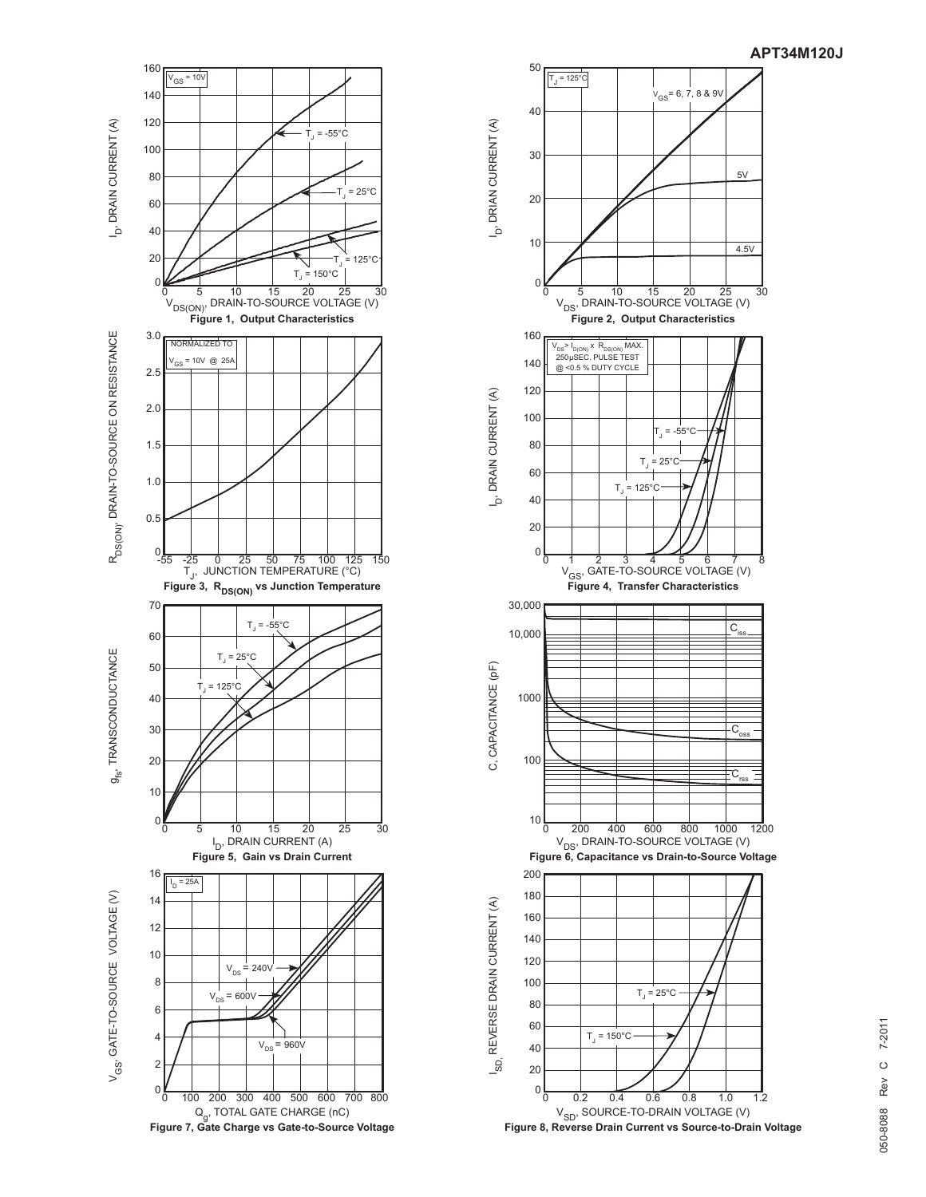Figure 1, Output Characteristics

Figure 2, Output Characteristics

Figure 3, $R_{DS(ON)}$ vs Junction Temperature

Figure 4, Transfer Characteristics

Figure 5, Gain vs Drain Current

Figure 6, Capacitance vs Drain-to-Source Voltage

Figure 7, Gate Charge vs Gate-to-Source Voltage

Figure 8, Reverse Drain Current vs Source-to-Drain Voltage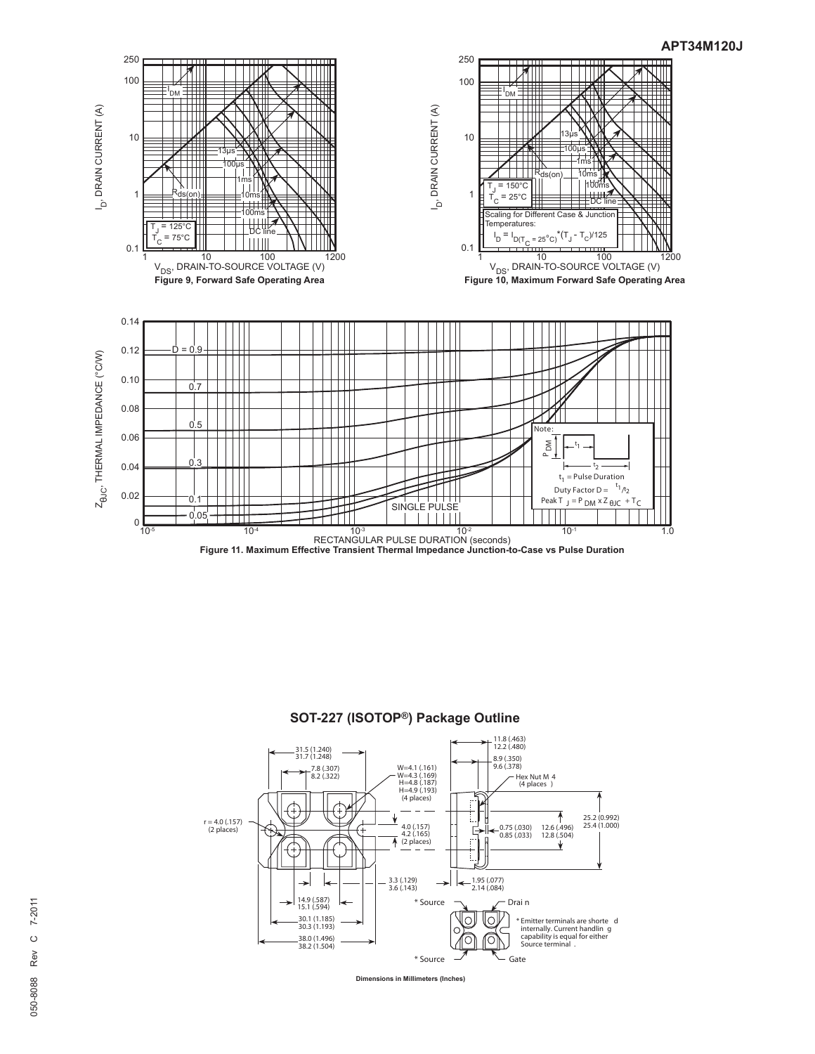ID, DRAIN CURRENT (A)

250
100
10
1
0.1

$I_{DM}$
13µs
100µs
1ms
10ms
100ms
DC line
$R_{ds(on)}$
$T_J$ = 125°C
$T_C$ = 75°C

1 10 100 1200

$V_{DS}$, DRAIN-TO-SOURCE VOLTAGE (V)

**Figure 9, Forward Safe Operating Area**

ID, DRAIN CURRENT (A)

250
100
10
1
0.1

$I_{DM}$
13µs
100µs
1ms
$R_{ds(on)}$
10ms
100ms
DC line
$T_J$ = 150°C
$T_C$ = 25°C

Scaling for Different Case & Junction Temperatures:

$I_D = I_{D(T_C = 25°C)}*(T_J - T_C)/125$

1 10 100 1200

$V_{DS}$, DRAIN-TO-SOURCE VOLTAGE (V)

**Figure 10, Maximum Forward Safe Operating Area**

$Z_{\theta JC}$, THERMAL IMPEDANCE (°C/W)

0.14
0.12
0.10
0.08
0.06
0.04
0.02
0

D = 0.9
0.7
0.5
0.3
0.1
0.05
SINGLE PULSE

Note:
$P_{DM}$
$t_1$
$t_2$
$t_1$ = Pulse Duration
Duty Factor D = $t_1/t_2$
Peak $T_J = P_{DM} \times Z_{\theta JC} + T_C$

$10^{-5}$ $10^{-4}$ $10^{-3}$ $10^{-2}$ $10^{-1}$ 1.0

RECTANGULAR PULSE DURATION (seconds)

**Figure 11. Maximum Effective Transient Thermal Impedance Junction-to-Case vs Pulse Duration**

## SOT-227 (ISOTOP®) Package Outline

31.5 (1.240)
31.7 (1.248)
7.8 (.307)
8.2 (.322)
W=4.1 (.161)
W=4.3 (.169)
H=4.8 (.187)
H=4.9 (.193)
(4 places)
r = 4.0 (.157)
(2 places)
4.0 (.157)
4.2 (.165)
(2 places)
3.3 (.129)
3.6 (.143)
14.9 (.587)
15.1 (.594)
30.1 (1.185)
30.3 (1.193)
38.0 (1.496)
38.2 (1.504)
11.8 (.463)
12.2 (.480)
8.9 (.350)
9.6 (.378)
Hex Nut M4
(4 places)
0.75 (.030)
0.85 (.033)
12.6 (.496)
12.8 (.504)
25.2 (0.992)
25.4 (1.000)
1.95 (.077)
2.14 (.084)

* Source
Drain
* Source
Gate

* Emitter terminals are shorted internally. Current handling capability is equal for either Source terminal.

Dimensions in Millimeters (Inches)